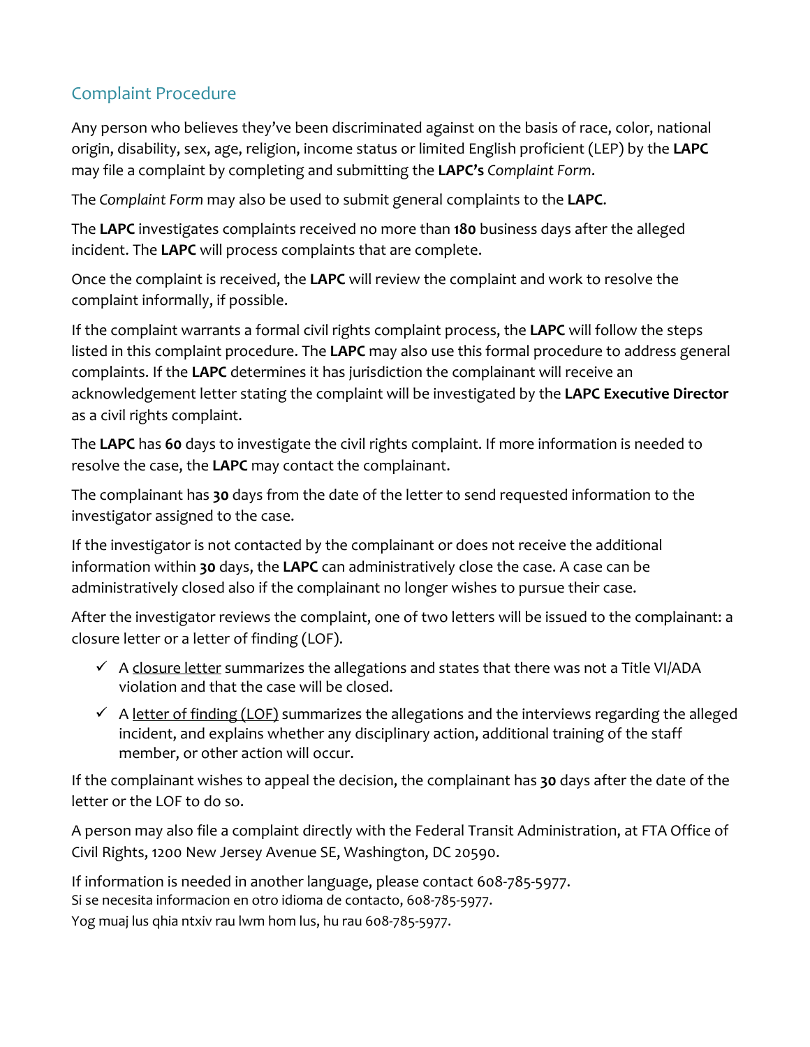## Complaint Procedure

Any person who believes they've been discriminated against on the basis of race, color, national origin, disability, sex, age, religion, income status or limited English proficient (LEP) by the **LAPC** may file a complaint by completing and submitting the **LAPC's** *Complaint Form*.

The *Complaint Form* may also be used to submit general complaints to the **LAPC**.

The **LAPC** investigates complaints received no more than **180** business days after the alleged incident. The **LAPC** will process complaints that are complete.

Once the complaint is received, the **LAPC** will review the complaint and work to resolve the complaint informally, if possible.

If the complaint warrants a formal civil rights complaint process, the **LAPC** will follow the steps listed in this complaint procedure. The **LAPC** may also use this formal procedure to address general complaints. If the **LAPC** determines it has jurisdiction the complainant will receive an acknowledgement letter stating the complaint will be investigated by the **LAPC Executive Director** as a civil rights complaint.

The **LAPC** has **60** days to investigate the civil rights complaint. If more information is needed to resolve the case, the **LAPC** may contact the complainant.

The complainant has **30** days from the date of the letter to send requested information to the investigator assigned to the case.

If the investigator is not contacted by the complainant or does not receive the additional information within **30** days, the **LAPC** can administratively close the case. A case can be administratively closed also if the complainant no longer wishes to pursue their case.

After the investigator reviews the complaint, one of two letters will be issued to the complainant: a closure letter or a letter of finding (LOF).

- ✓ A closure letter summarizes the allegations and states that there was not a Title VI/ADA violation and that the case will be closed.
- ✓ A letter of finding (LOF) summarizes the allegations and the interviews regarding the alleged incident, and explains whether any disciplinary action, additional training of the staff member, or other action will occur.

If the complainant wishes to appeal the decision, the complainant has **30** days after the date of the letter or the LOF to do so.

A person may also file a complaint directly with the Federal Transit Administration, at FTA Office of Civil Rights, 1200 New Jersey Avenue SE, Washington, DC 20590.

If information is needed in another language, please contact 608-785-5977.
Si se necesita informacion en otro idioma de contacto, 608-785-5977.
Yog muaj lus qhia ntxiv rau lwm hom lus, hu rau 608-785-5977.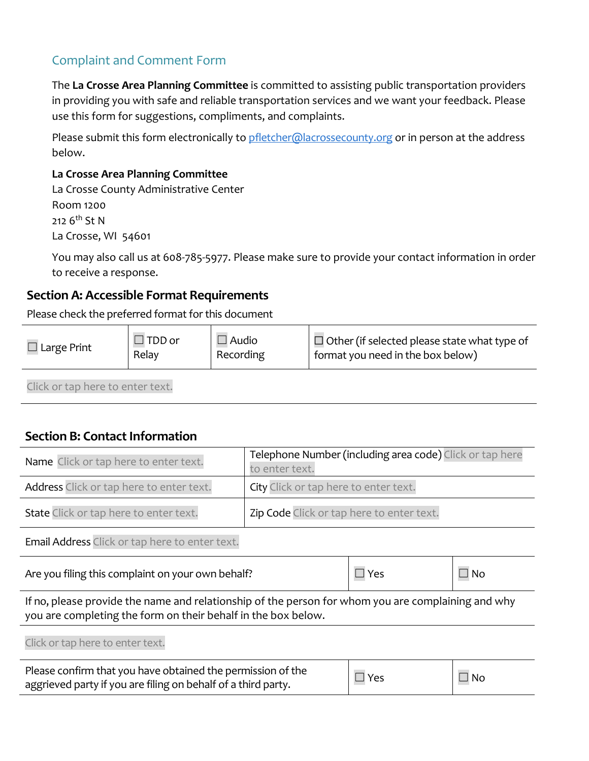## Complaint and Comment Form

The **La Crosse Area Planning Committee** is committed to assisting public transportation providers in providing you with safe and reliable transportation services and we want your feedback. Please use this form for suggestions, compliments, and complaints.

Please submit this form electronically to pfletcher@lacrossecounty.org or in person at the address below.

**La Crosse Area Planning Committee**
La Crosse County Administrative Center
Room 1200
212 6th St N
La Crosse, WI 54601

You may also call us at 608-785-5977. Please make sure to provide your contact information in order to receive a response.

### Section A: Accessible Format Requirements

Please check the preferred format for this document

| ☐ Large Print | ☐ TDD or Relay | ☐ Audio Recording | ☐ Other (if selected please state what type of format you need in the box below) |
|---|---|---|---|
| Click or tap here to enter text. | | | |

### Section B: Contact Information

| Name Click or tap here to enter text. | Telephone Number (including area code) Click or tap here to enter text. | |
|---|---|---|
| Address Click or tap here to enter text. | City Click or tap here to enter text. | |
| State Click or tap here to enter text. | Zip Code Click or tap here to enter text. | |
| Email Address Click or tap here to enter text. | | |
| Are you filing this complaint on your own behalf? | ☐ Yes | ☐ No |
| If no, please provide the name and relationship of the person for whom you are complaining and why you are completing the form on their behalf in the box below. | | |
| Click or tap here to enter text. | | |
| Please confirm that you have obtained the permission of the aggrieved party if you are filing on behalf of a third party. | ☐ Yes | ☐ No |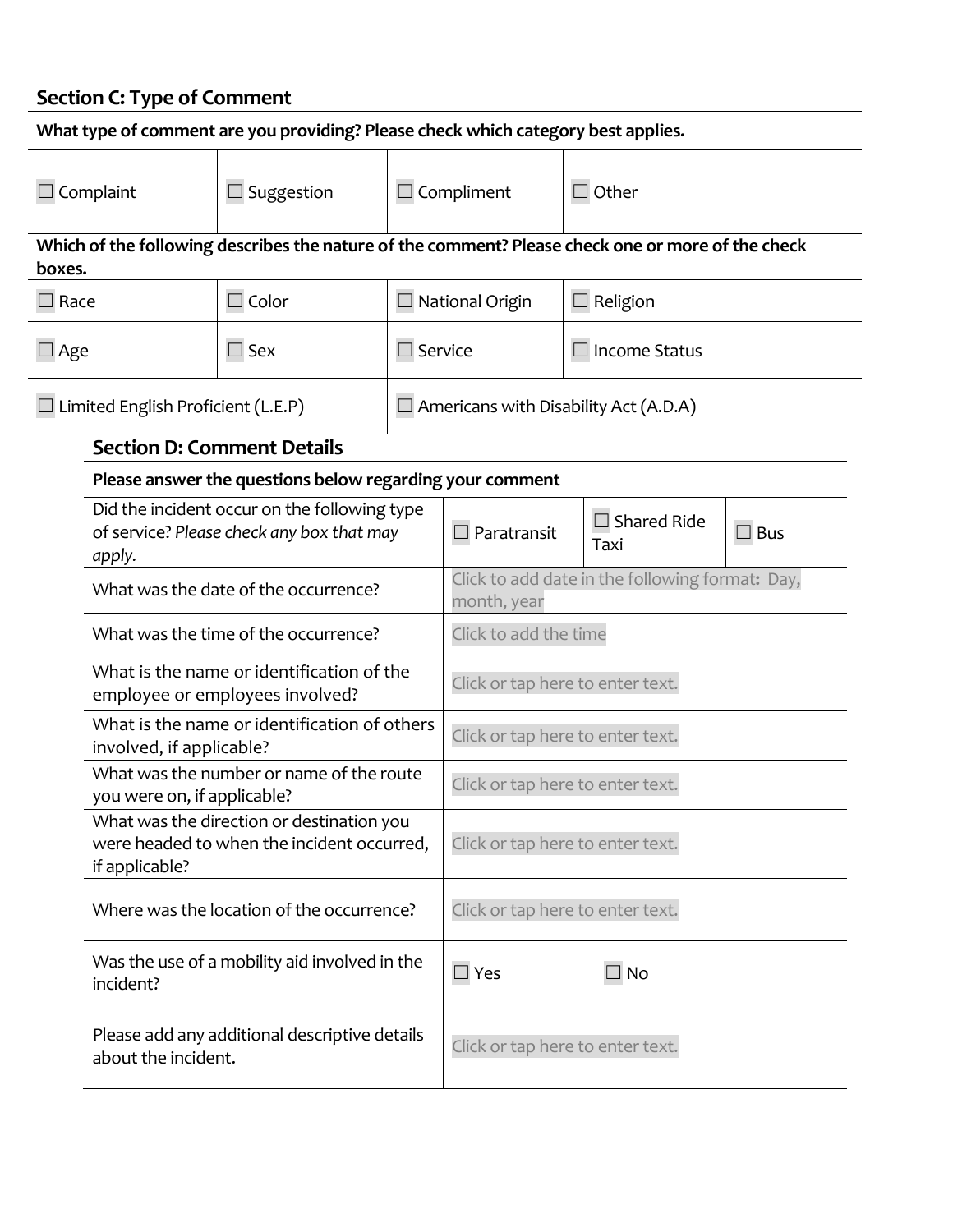## Section C: Type of Comment

**What type of comment are you providing? Please check which category best applies.**

| | | | |
|---|---|---|---|
| ☐ Complaint | ☐ Suggestion | ☐ Compliment | ☐ Other |

**Which of the following describes the nature of the comment? Please check one or more of the check boxes.**

| | | | |
|---|---|---|---|
| ☐ Race | ☐ Color | ☐ National Origin | ☐ Religion |
| ☐ Age | ☐ Sex | ☐ Service | ☐ Income Status |
| ☐ Limited English Proficient (L.E.P) | | ☐ Americans with Disability Act (A.D.A) | |

## Section D: Comment Details

**Please answer the questions below regarding your comment**

| | | | |
|---|---|---|---|
| Did the incident occur on the following type of service? *Please check any box that may apply.* | ☐ Paratransit | ☐ Shared Ride Taxi | ☐ Bus |
| What was the date of the occurrence? | Click to add date in the following format**:** Day, month, year | | |
| What was the time of the occurrence? | Click to add the time | | |
| What is the name or identification of the employee or employees involved? | Click or tap here to enter text. | | |
| What is the name or identification of others involved, if applicable? | Click or tap here to enter text. | | |
| What was the number or name of the route you were on, if applicable? | Click or tap here to enter text. | | |
| What was the direction or destination you were headed to when the incident occurred, if applicable? | Click or tap here to enter text. | | |
| Where was the location of the occurrence? | Click or tap here to enter text. | | |
| Was the use of a mobility aid involved in the incident? | ☐ Yes | ☐ No | |
| Please add any additional descriptive details about the incident. | Click or tap here to enter text. | | |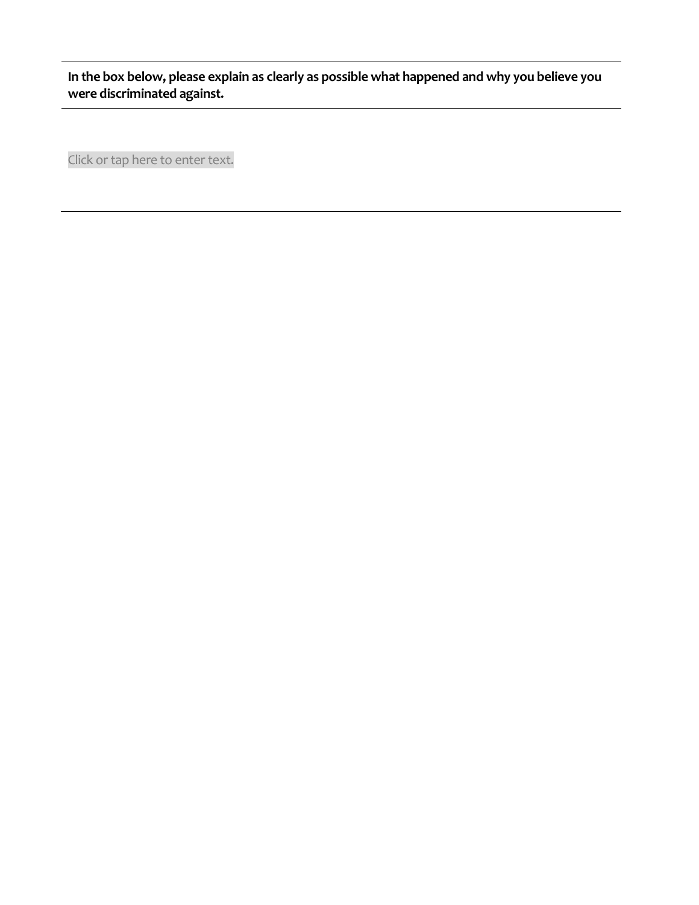**In the box below, please explain as clearly as possible what happened and why you believe you were discriminated against.**

Click or tap here to enter text.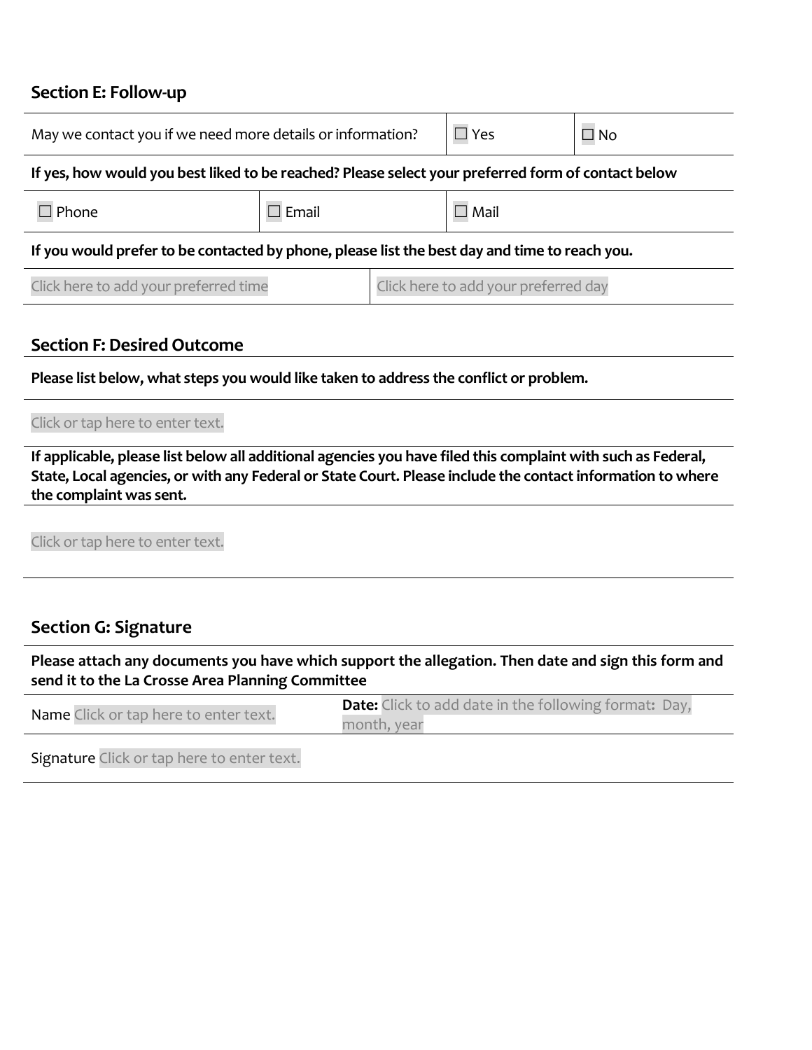## Section E: Follow-up

| | | |
|---|---|---|
| May we contact you if we need more details or information? | ☐ Yes | ☐ No |

**If yes, how would you best liked to be reached? Please select your preferred form of contact below**

| | | |
|---|---|---|
| ☐ Phone | ☐ Email | ☐ Mail |

**If you would prefer to be contacted by phone, please list the best day and time to reach you.**

| | |
|---|---|
| Click here to add your preferred time | Click here to add your preferred day |

## Section F: Desired Outcome

**Please list below, what steps you would like taken to address the conflict or problem.**

Click or tap here to enter text.

**If applicable, please list below all additional agencies you have filed this complaint with such as Federal, State, Local agencies, or with any Federal or State Court. Please include the contact information to where the complaint was sent.**

Click or tap here to enter text.

## Section G: Signature

**Please attach any documents you have which support the allegation. Then date and sign this form and send it to the La Crosse Area Planning Committee**

| | |
|---|---|
| Name Click or tap here to enter text. | **Date:** Click to add date in the following format**:** Day, month, year |

Signature Click or tap here to enter text.